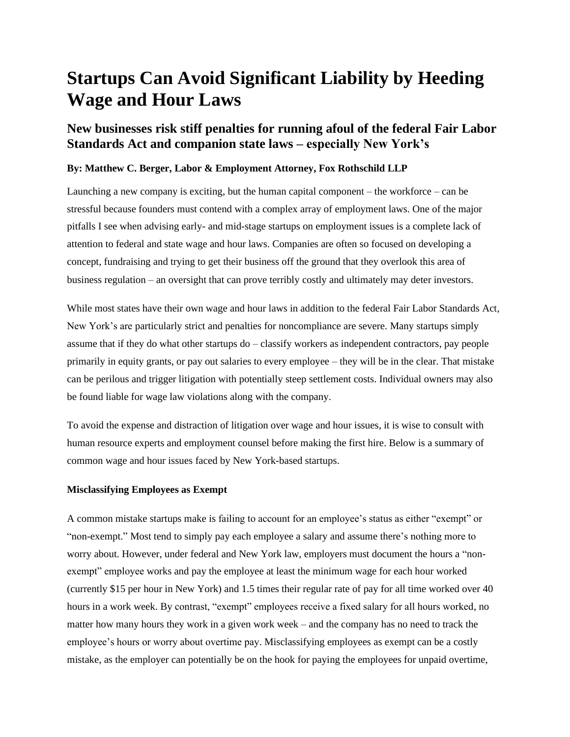# Startups Can Avoid Significant Liability by Heeding Wage and Hour Laws

## New businesses risk stiff penalties for running afoul of the federal Fair Labor Standards Act and companion state laws – especially New York's

**By: Matthew C. Berger, Labor & Employment Attorney, Fox Rothschild LLP**

Launching a new company is exciting, but the human capital component – the workforce – can be stressful because founders must contend with a complex array of employment laws. One of the major pitfalls I see when advising early- and mid-stage startups on employment issues is a complete lack of attention to federal and state wage and hour laws. Companies are often so focused on developing a concept, fundraising and trying to get their business off the ground that they overlook this area of business regulation – an oversight that can prove terribly costly and ultimately may deter investors.

While most states have their own wage and hour laws in addition to the federal Fair Labor Standards Act, New York's are particularly strict and penalties for noncompliance are severe. Many startups simply assume that if they do what other startups do – classify workers as independent contractors, pay people primarily in equity grants, or pay out salaries to every employee – they will be in the clear. That mistake can be perilous and trigger litigation with potentially steep settlement costs. Individual owners may also be found liable for wage law violations along with the company.

To avoid the expense and distraction of litigation over wage and hour issues, it is wise to consult with human resource experts and employment counsel before making the first hire. Below is a summary of common wage and hour issues faced by New York-based startups.

**Misclassifying Employees as Exempt**

A common mistake startups make is failing to account for an employee's status as either "exempt" or "non-exempt." Most tend to simply pay each employee a salary and assume there's nothing more to worry about. However, under federal and New York law, employers must document the hours a "non-exempt" employee works and pay the employee at least the minimum wage for each hour worked (currently $15 per hour in New York) and 1.5 times their regular rate of pay for all time worked over 40 hours in a work week. By contrast, "exempt" employees receive a fixed salary for all hours worked, no matter how many hours they work in a given work week – and the company has no need to track the employee's hours or worry about overtime pay. Misclassifying employees as exempt can be a costly mistake, as the employer can potentially be on the hook for paying the employees for unpaid overtime,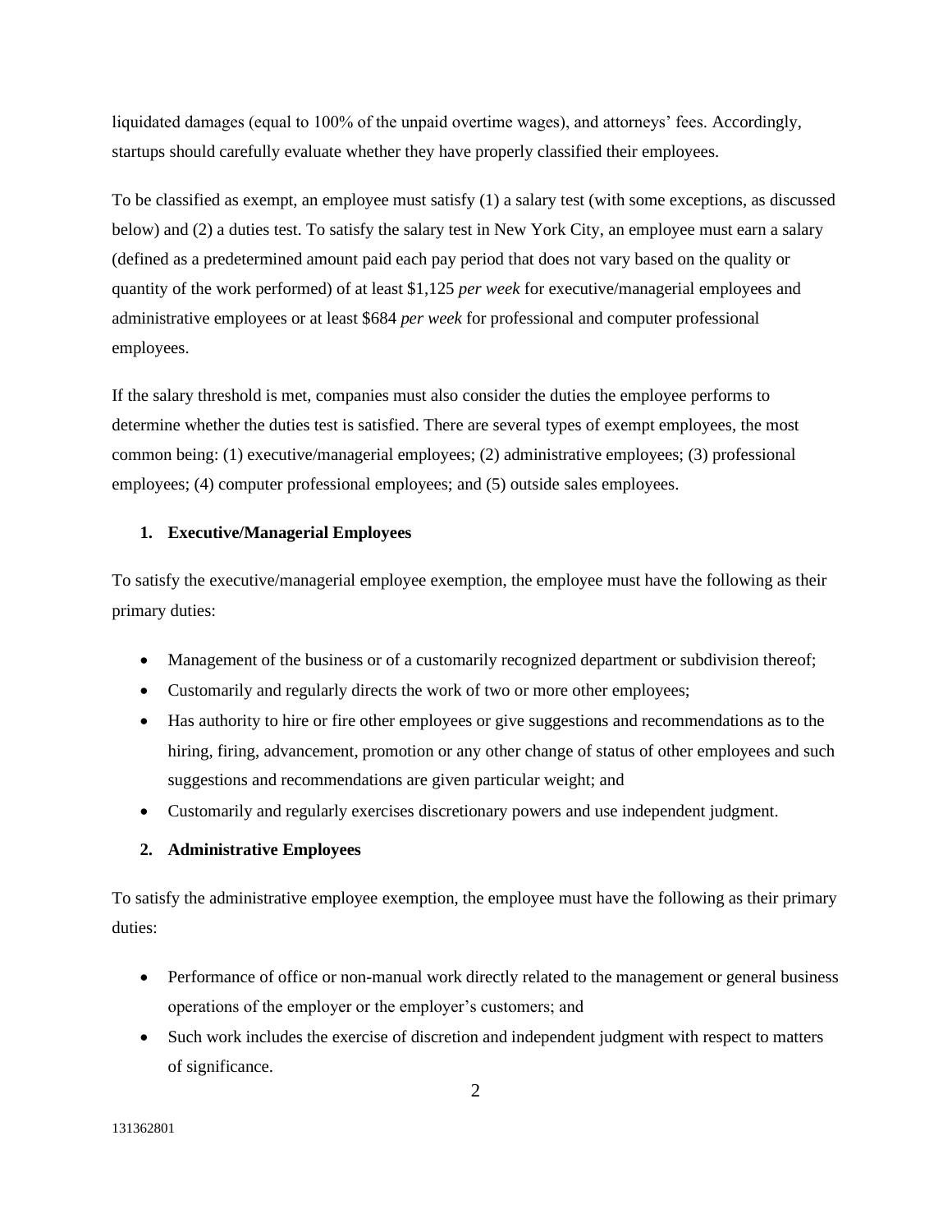liquidated damages (equal to 100% of the unpaid overtime wages), and attorneys' fees. Accordingly, startups should carefully evaluate whether they have properly classified their employees.

To be classified as exempt, an employee must satisfy (1) a salary test (with some exceptions, as discussed below) and (2) a duties test. To satisfy the salary test in New York City, an employee must earn a salary (defined as a predetermined amount paid each pay period that does not vary based on the quality or quantity of the work performed) of at least $1,125 *per week* for executive/managerial employees and administrative employees or at least $684 *per week* for professional and computer professional employees.

If the salary threshold is met, companies must also consider the duties the employee performs to determine whether the duties test is satisfied. There are several types of exempt employees, the most common being: (1) executive/managerial employees; (2) administrative employees; (3) professional employees; (4) computer professional employees; and (5) outside sales employees.

### 1. Executive/Managerial Employees

To satisfy the executive/managerial employee exemption, the employee must have the following as their primary duties:

- Management of the business or of a customarily recognized department or subdivision thereof;
- Customarily and regularly directs the work of two or more other employees;
- Has authority to hire or fire other employees or give suggestions and recommendations as to the hiring, firing, advancement, promotion or any other change of status of other employees and such suggestions and recommendations are given particular weight; and
- Customarily and regularly exercises discretionary powers and use independent judgment.

### 2. Administrative Employees

To satisfy the administrative employee exemption, the employee must have the following as their primary duties:

- Performance of office or non-manual work directly related to the management or general business operations of the employer or the employer's customers; and
- Such work includes the exercise of discretion and independent judgment with respect to matters of significance.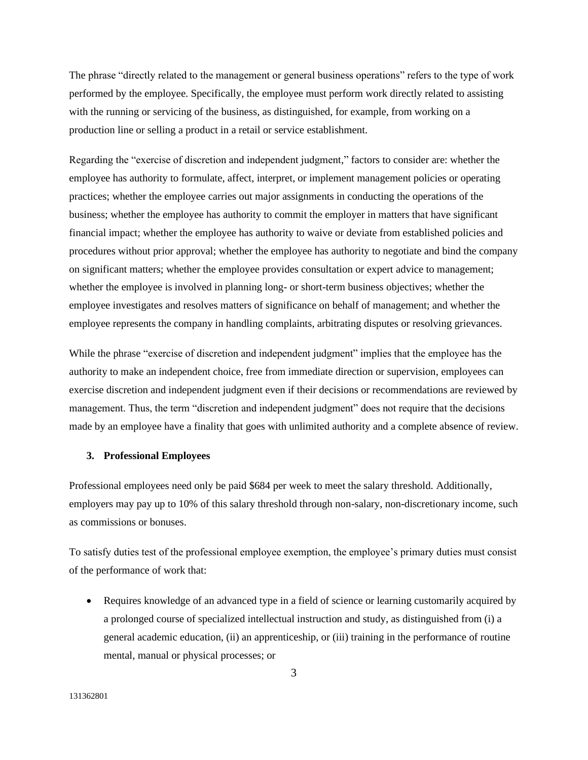The phrase "directly related to the management or general business operations" refers to the type of work performed by the employee. Specifically, the employee must perform work directly related to assisting with the running or servicing of the business, as distinguished, for example, from working on a production line or selling a product in a retail or service establishment.

Regarding the "exercise of discretion and independent judgment," factors to consider are: whether the employee has authority to formulate, affect, interpret, or implement management policies or operating practices; whether the employee carries out major assignments in conducting the operations of the business; whether the employee has authority to commit the employer in matters that have significant financial impact; whether the employee has authority to waive or deviate from established policies and procedures without prior approval; whether the employee has authority to negotiate and bind the company on significant matters; whether the employee provides consultation or expert advice to management; whether the employee is involved in planning long- or short-term business objectives; whether the employee investigates and resolves matters of significance on behalf of management; and whether the employee represents the company in handling complaints, arbitrating disputes or resolving grievances.

While the phrase "exercise of discretion and independent judgment" implies that the employee has the authority to make an independent choice, free from immediate direction or supervision, employees can exercise discretion and independent judgment even if their decisions or recommendations are reviewed by management. Thus, the term "discretion and independent judgment" does not require that the decisions made by an employee have a finality that goes with unlimited authority and a complete absence of review.

### 3. Professional Employees

Professional employees need only be paid $684 per week to meet the salary threshold. Additionally, employers may pay up to 10% of this salary threshold through non-salary, non-discretionary income, such as commissions or bonuses.

To satisfy duties test of the professional employee exemption, the employee's primary duties must consist of the performance of work that:

- Requires knowledge of an advanced type in a field of science or learning customarily acquired by a prolonged course of specialized intellectual instruction and study, as distinguished from (i) a general academic education, (ii) an apprenticeship, or (iii) training in the performance of routine mental, manual or physical processes; or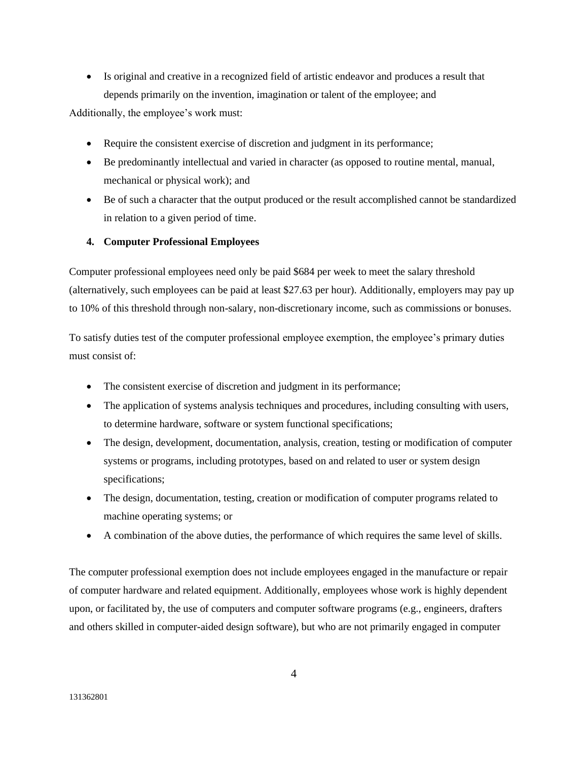- Is original and creative in a recognized field of artistic endeavor and produces a result that depends primarily on the invention, imagination or talent of the employee; and

Additionally, the employee's work must:

- Require the consistent exercise of discretion and judgment in its performance;
- Be predominantly intellectual and varied in character (as opposed to routine mental, manual, mechanical or physical work); and
- Be of such a character that the output produced or the result accomplished cannot be standardized in relation to a given period of time.

**4. Computer Professional Employees**

Computer professional employees need only be paid $684 per week to meet the salary threshold (alternatively, such employees can be paid at least $27.63 per hour). Additionally, employers may pay up to 10% of this threshold through non-salary, non-discretionary income, such as commissions or bonuses.

To satisfy duties test of the computer professional employee exemption, the employee's primary duties must consist of:

- The consistent exercise of discretion and judgment in its performance;
- The application of systems analysis techniques and procedures, including consulting with users, to determine hardware, software or system functional specifications;
- The design, development, documentation, analysis, creation, testing or modification of computer systems or programs, including prototypes, based on and related to user or system design specifications;
- The design, documentation, testing, creation or modification of computer programs related to machine operating systems; or
- A combination of the above duties, the performance of which requires the same level of skills.

The computer professional exemption does not include employees engaged in the manufacture or repair of computer hardware and related equipment. Additionally, employees whose work is highly dependent upon, or facilitated by, the use of computers and computer software programs (e.g., engineers, drafters and others skilled in computer-aided design software), but who are not primarily engaged in computer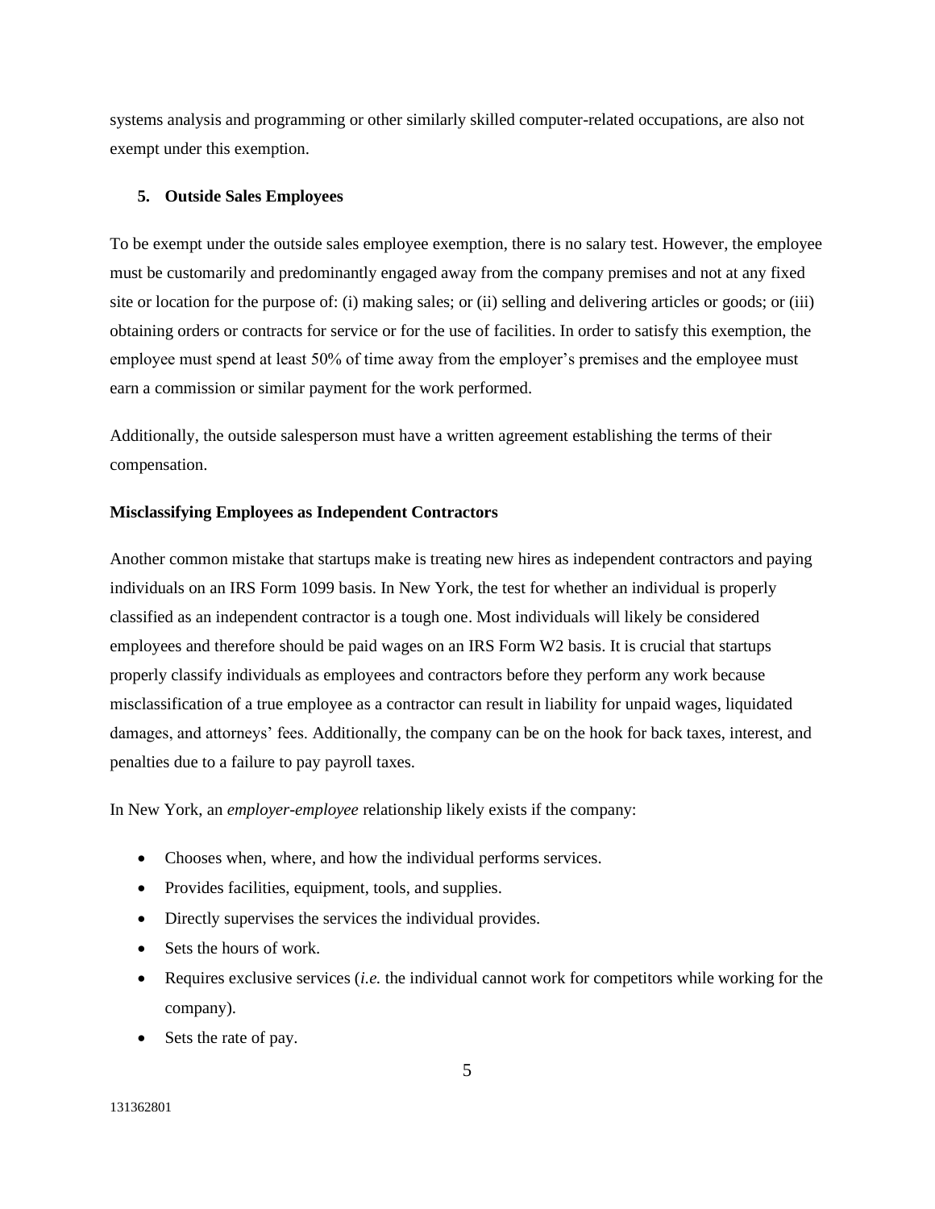systems analysis and programming or other similarly skilled computer-related occupations, are also not exempt under this exemption.

**5. Outside Sales Employees**

To be exempt under the outside sales employee exemption, there is no salary test. However, the employee must be customarily and predominantly engaged away from the company premises and not at any fixed site or location for the purpose of: (i) making sales; or (ii) selling and delivering articles or goods; or (iii) obtaining orders or contracts for service or for the use of facilities. In order to satisfy this exemption, the employee must spend at least 50% of time away from the employer's premises and the employee must earn a commission or similar payment for the work performed.

Additionally, the outside salesperson must have a written agreement establishing the terms of their compensation.

**Misclassifying Employees as Independent Contractors**

Another common mistake that startups make is treating new hires as independent contractors and paying individuals on an IRS Form 1099 basis. In New York, the test for whether an individual is properly classified as an independent contractor is a tough one. Most individuals will likely be considered employees and therefore should be paid wages on an IRS Form W2 basis. It is crucial that startups properly classify individuals as employees and contractors before they perform any work because misclassification of a true employee as a contractor can result in liability for unpaid wages, liquidated damages, and attorneys' fees. Additionally, the company can be on the hook for back taxes, interest, and penalties due to a failure to pay payroll taxes.

In New York, an *employer-employee* relationship likely exists if the company:

- Chooses when, where, and how the individual performs services.
- Provides facilities, equipment, tools, and supplies.
- Directly supervises the services the individual provides.
- Sets the hours of work.
- Requires exclusive services (*i.e.* the individual cannot work for competitors while working for the company).
- Sets the rate of pay.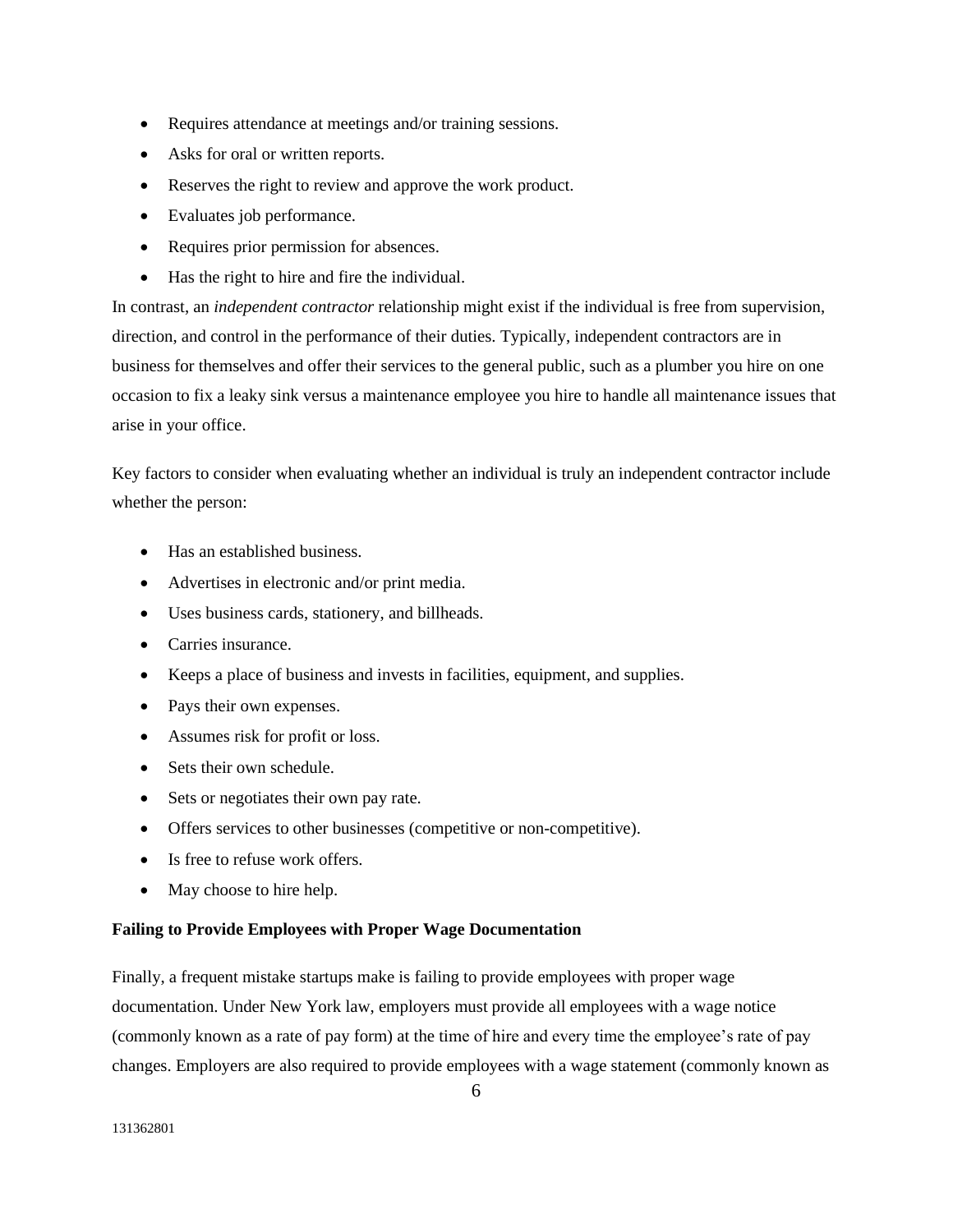- Requires attendance at meetings and/or training sessions.
- Asks for oral or written reports.
- Reserves the right to review and approve the work product.
- Evaluates job performance.
- Requires prior permission for absences.
- Has the right to hire and fire the individual.

In contrast, an *independent contractor* relationship might exist if the individual is free from supervision, direction, and control in the performance of their duties. Typically, independent contractors are in business for themselves and offer their services to the general public, such as a plumber you hire on one occasion to fix a leaky sink versus a maintenance employee you hire to handle all maintenance issues that arise in your office.

Key factors to consider when evaluating whether an individual is truly an independent contractor include whether the person:

- Has an established business.
- Advertises in electronic and/or print media.
- Uses business cards, stationery, and billheads.
- Carries insurance.
- Keeps a place of business and invests in facilities, equipment, and supplies.
- Pays their own expenses.
- Assumes risk for profit or loss.
- Sets their own schedule.
- Sets or negotiates their own pay rate.
- Offers services to other businesses (competitive or non-competitive).
- Is free to refuse work offers.
- May choose to hire help.

**Failing to Provide Employees with Proper Wage Documentation**

Finally, a frequent mistake startups make is failing to provide employees with proper wage documentation. Under New York law, employers must provide all employees with a wage notice (commonly known as a rate of pay form) at the time of hire and every time the employee's rate of pay changes. Employers are also required to provide employees with a wage statement (commonly known as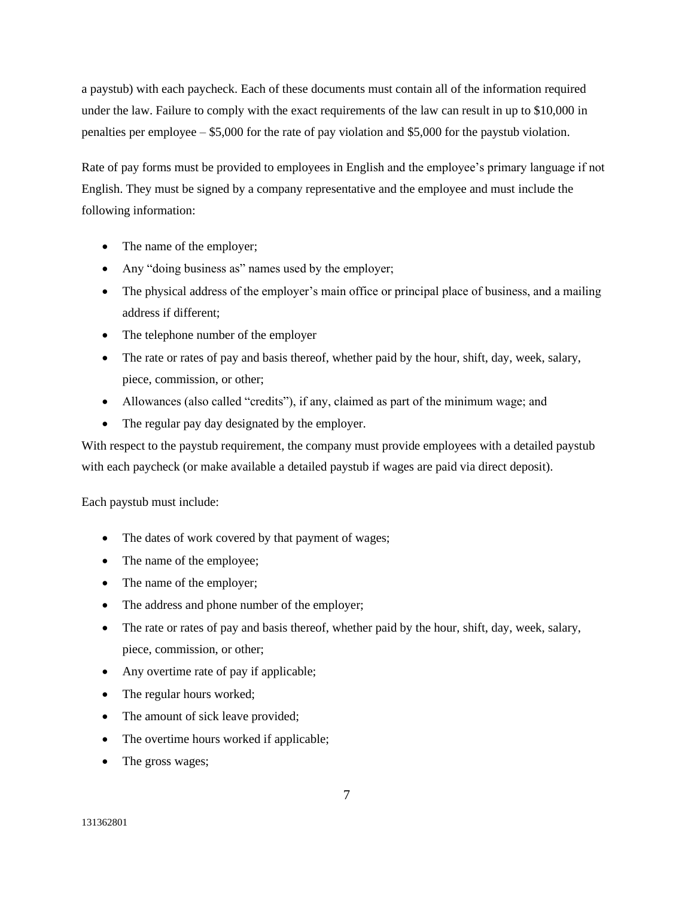a paystub) with each paycheck. Each of these documents must contain all of the information required under the law. Failure to comply with the exact requirements of the law can result in up to $10,000 in penalties per employee – $5,000 for the rate of pay violation and $5,000 for the paystub violation.

Rate of pay forms must be provided to employees in English and the employee's primary language if not English. They must be signed by a company representative and the employee and must include the following information:

- The name of the employer;
- Any "doing business as" names used by the employer;
- The physical address of the employer's main office or principal place of business, and a mailing address if different;
- The telephone number of the employer
- The rate or rates of pay and basis thereof, whether paid by the hour, shift, day, week, salary, piece, commission, or other;
- Allowances (also called "credits"), if any, claimed as part of the minimum wage; and
- The regular pay day designated by the employer.

With respect to the paystub requirement, the company must provide employees with a detailed paystub with each paycheck (or make available a detailed paystub if wages are paid via direct deposit).

Each paystub must include:

- The dates of work covered by that payment of wages;
- The name of the employee;
- The name of the employer;
- The address and phone number of the employer;
- The rate or rates of pay and basis thereof, whether paid by the hour, shift, day, week, salary, piece, commission, or other;
- Any overtime rate of pay if applicable;
- The regular hours worked;
- The amount of sick leave provided;
- The overtime hours worked if applicable;
- The gross wages;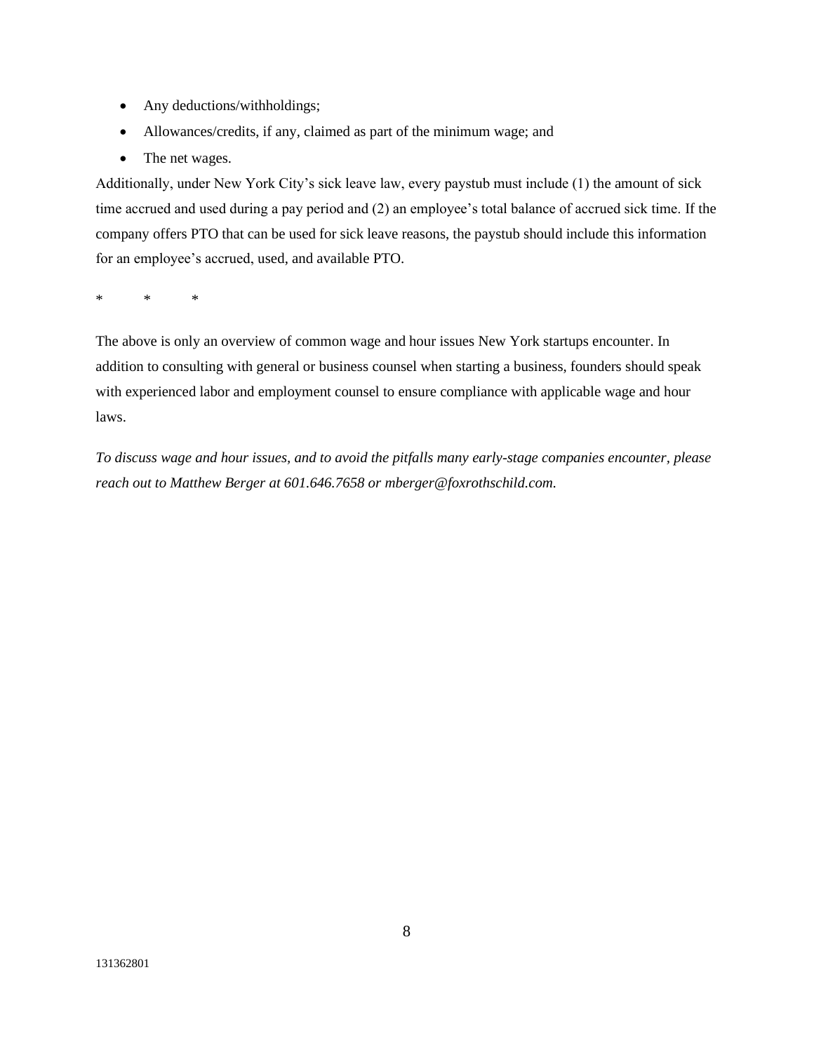- Any deductions/withholdings;
- Allowances/credits, if any, claimed as part of the minimum wage; and
- The net wages.

Additionally, under New York City's sick leave law, every paystub must include (1) the amount of sick time accrued and used during a pay period and (2) an employee's total balance of accrued sick time. If the company offers PTO that can be used for sick leave reasons, the paystub should include this information for an employee's accrued, used, and available PTO.

\*          \*          \*

The above is only an overview of common wage and hour issues New York startups encounter. In addition to consulting with general or business counsel when starting a business, founders should speak with experienced labor and employment counsel to ensure compliance with applicable wage and hour laws.

*To discuss wage and hour issues, and to avoid the pitfalls many early-stage companies encounter, please reach out to Matthew Berger at 601.646.7658 or mberger@foxrothschild.com.*

131362801